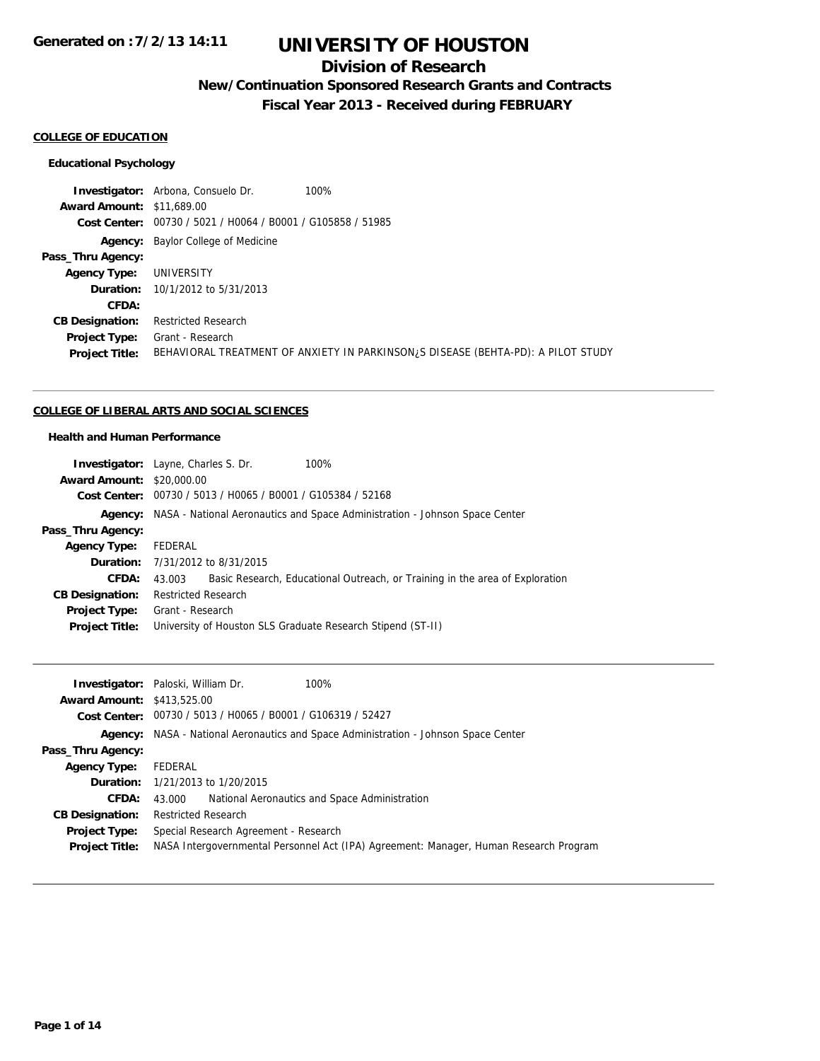# UNIVERSITY OF HOUSTON

## Division of Research

### New/Continuation Sponsored Research Grants and Contracts

### Fiscal Year 2013 - Received during FEBRUARY

Generated on :7/2/13 14:11

**COLLEGE OF EDUCATION**

**Educational Psychology**

**Investigator:** Arbona, Consuelo Dr. 100%
**Award Amount:** $11,689.00
**Cost Center:** 00730 / 5021 / H0064 / B0001 / G105858 / 51985
**Agency:** Baylor College of Medicine
**Pass_Thru Agency:**
**Agency Type:** UNIVERSITY
**Duration:** 10/1/2012 to 5/31/2013
**CFDA:**
**CB Designation:** Restricted Research
**Project Type:** Grant - Research
**Project Title:** BEHAVIORAL TREATMENT OF ANXIETY IN PARKINSON¿S DISEASE (BEHTA-PD): A PILOT STUDY

---

**COLLEGE OF LIBERAL ARTS AND SOCIAL SCIENCES**

**Health and Human Performance**

**Investigator:** Layne, Charles S. Dr. 100%
**Award Amount:** $20,000.00
**Cost Center:** 00730 / 5013 / H0065 / B0001 / G105384 / 52168
**Agency:** NASA - National Aeronautics and Space Administration - Johnson Space Center
**Pass_Thru Agency:**
**Agency Type:** FEDERAL
**Duration:** 7/31/2012 to 8/31/2015
**CFDA:** 43.003 Basic Research, Educational Outreach, or Training in the area of Exploration
**CB Designation:** Restricted Research
**Project Type:** Grant - Research
**Project Title:** University of Houston SLS Graduate Research Stipend (ST-II)

---

**Investigator:** Paloski, William Dr. 100%
**Award Amount:** $413,525.00
**Cost Center:** 00730 / 5013 / H0065 / B0001 / G106319 / 52427
**Agency:** NASA - National Aeronautics and Space Administration - Johnson Space Center
**Pass_Thru Agency:**
**Agency Type:** FEDERAL
**Duration:** 1/21/2013 to 1/20/2015
**CFDA:** 43.000 National Aeronautics and Space Administration
**CB Designation:** Restricted Research
**Project Type:** Special Research Agreement - Research
**Project Title:** NASA Intergovernmental Personnel Act (IPA) Agreement: Manager, Human Research Program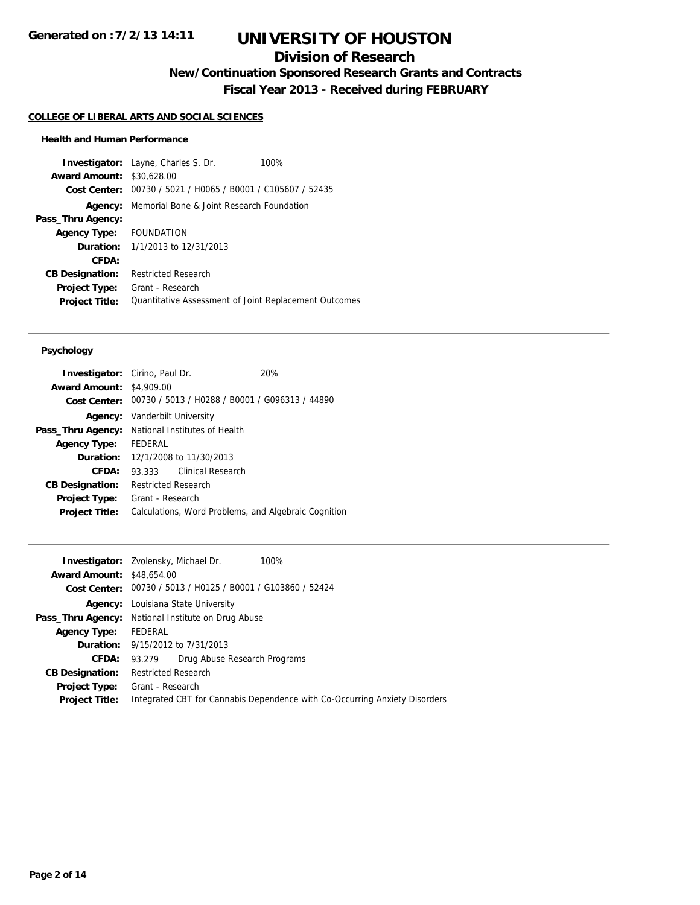# UNIVERSITY OF HOUSTON

## Division of Research

### New/Continuation Sponsored Research Grants and Contracts

### Fiscal Year 2013 - Received during FEBRUARY

Generated on : 7/2/13 14:11

**COLLEGE OF LIBERAL ARTS AND SOCIAL SCIENCES**

**Health and Human Performance**

**Investigator:** Layne, Charles S. Dr. 100%
**Award Amount:** $30,628.00
**Cost Center:** 00730 / 5021 / H0065 / B0001 / C105607 / 52435
**Agency:** Memorial Bone & Joint Research Foundation
**Pass_Thru Agency:**
**Agency Type:** FOUNDATION
**Duration:** 1/1/2013 to 12/31/2013
**CFDA:**
**CB Designation:** Restricted Research
**Project Type:** Grant - Research
**Project Title:** Quantitative Assessment of Joint Replacement Outcomes

---

**Psychology**

**Investigator:** Cirino, Paul Dr. 20%
**Award Amount:** $4,909.00
**Cost Center:** 00730 / 5013 / H0288 / B0001 / G096313 / 44890
**Agency:** Vanderbilt University
**Pass_Thru Agency:** National Institutes of Health
**Agency Type:** FEDERAL
**Duration:** 12/1/2008 to 11/30/2013
**CFDA:** 93.333 Clinical Research
**CB Designation:** Restricted Research
**Project Type:** Grant - Research
**Project Title:** Calculations, Word Problems, and Algebraic Cognition

---

**Investigator:** Zvolensky, Michael Dr. 100%
**Award Amount:** $48,654.00
**Cost Center:** 00730 / 5013 / H0125 / B0001 / G103860 / 52424
**Agency:** Louisiana State University
**Pass_Thru Agency:** National Institute on Drug Abuse
**Agency Type:** FEDERAL
**Duration:** 9/15/2012 to 7/31/2013
**CFDA:** 93.279 Drug Abuse Research Programs
**CB Designation:** Restricted Research
**Project Type:** Grant - Research
**Project Title:** Integrated CBT for Cannabis Dependence with Co-Occurring Anxiety Disorders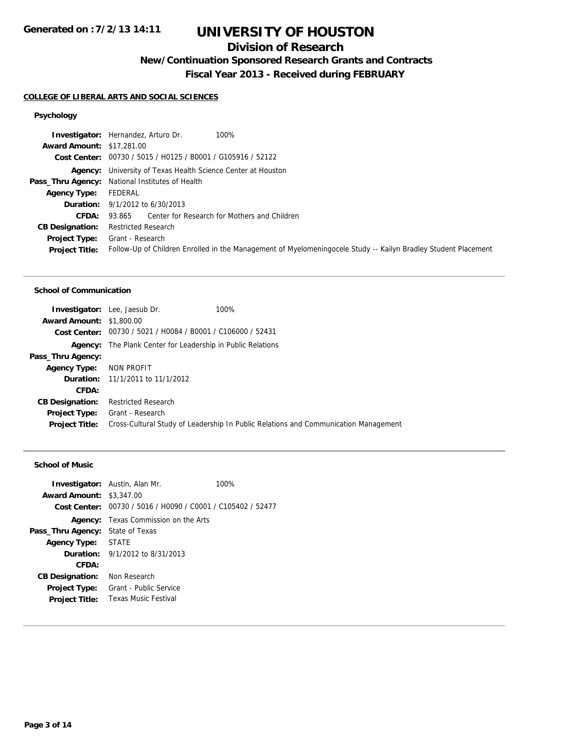# UNIVERSITY OF HOUSTON

## Division of Research

### New/Continuation Sponsored Research Grants and Contracts

### Fiscal Year 2013 - Received during FEBRUARY

**Generated on :7/2/13 14:11**

**COLLEGE OF LIBERAL ARTS AND SOCIAL SCIENCES**

#### Psychology

**Investigator:** Hernandez, Arturo Dr. 100%
**Award Amount:** $17,281.00
**Cost Center:** 00730 / 5015 / H0125 / B0001 / G105916 / 52122
**Agency:** University of Texas Health Science Center at Houston
**Pass_Thru Agency:** National Institutes of Health
**Agency Type:** FEDERAL
**Duration:** 9/1/2012 to 6/30/2013
**CFDA:** 93.865 Center for Research for Mothers and Children
**CB Designation:** Restricted Research
**Project Type:** Grant - Research
**Project Title:** Follow-Up of Children Enrolled in the Management of Myelomeningocele Study -- Kailyn Bradley Student Placement

---

#### School of Communication

**Investigator:** Lee, Jaesub Dr. 100%
**Award Amount:** $1,800.00
**Cost Center:** 00730 / 5021 / H0084 / B0001 / C106000 / 52431
**Agency:** The Plank Center for Leadership in Public Relations
**Pass_Thru Agency:**
**Agency Type:** NON PROFIT
**Duration:** 11/1/2011 to 11/1/2012
**CFDA:**
**CB Designation:** Restricted Research
**Project Type:** Grant - Research
**Project Title:** Cross-Cultural Study of Leadership In Public Relations and Communication Management

---

#### School of Music

**Investigator:** Austin, Alan Mr. 100%
**Award Amount:** $3,347.00
**Cost Center:** 00730 / 5016 / H0090 / C0001 / C105402 / 52477
**Agency:** Texas Commission on the Arts
**Pass_Thru Agency:** State of Texas
**Agency Type:** STATE
**Duration:** 9/1/2012 to 8/31/2013
**CFDA:**
**CB Designation:** Non Research
**Project Type:** Grant - Public Service
**Project Title:** Texas Music Festival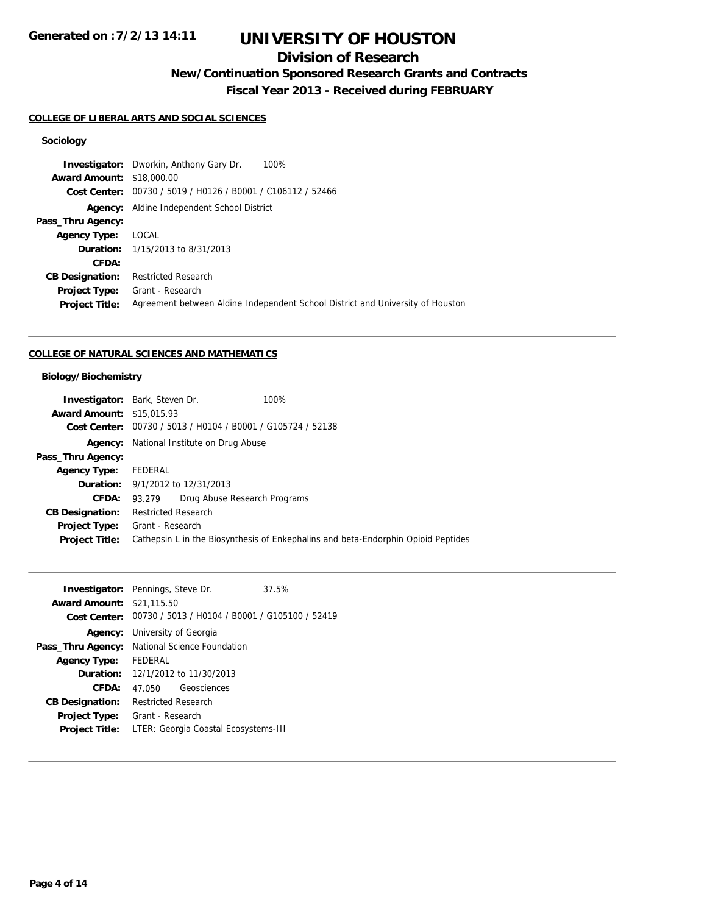# UNIVERSITY OF HOUSTON

## Division of Research

### New/Continuation Sponsored Research Grants and Contracts

### Fiscal Year 2013 - Received during FEBRUARY

Generated on :7/2/13 14:11

#### COLLEGE OF LIBERAL ARTS AND SOCIAL SCIENCES

##### Sociology

**Investigator:** Dworkin, Anthony Gary Dr. 100%
**Award Amount:** $18,000.00
**Cost Center:** 00730 / 5019 / H0126 / B0001 / C106112 / 52466
**Agency:** Aldine Independent School District
**Pass_Thru Agency:**
**Agency Type:** LOCAL
**Duration:** 1/15/2013 to 8/31/2013
**CFDA:**
**CB Designation:** Restricted Research
**Project Type:** Grant - Research
**Project Title:** Agreement between Aldine Independent School District and University of Houston

---

#### COLLEGE OF NATURAL SCIENCES AND MATHEMATICS

##### Biology/Biochemistry

**Investigator:** Bark, Steven Dr. 100%
**Award Amount:** $15,015.93
**Cost Center:** 00730 / 5013 / H0104 / B0001 / G105724 / 52138
**Agency:** National Institute on Drug Abuse
**Pass_Thru Agency:**
**Agency Type:** FEDERAL
**Duration:** 9/1/2012 to 12/31/2013
**CFDA:** 93.279 Drug Abuse Research Programs
**CB Designation:** Restricted Research
**Project Type:** Grant - Research
**Project Title:** Cathepsin L in the Biosynthesis of Enkephalins and beta-Endorphin Opioid Peptides

---

**Investigator:** Pennings, Steve Dr. 37.5%
**Award Amount:** $21,115.50
**Cost Center:** 00730 / 5013 / H0104 / B0001 / G105100 / 52419
**Agency:** University of Georgia
**Pass_Thru Agency:** National Science Foundation
**Agency Type:** FEDERAL
**Duration:** 12/1/2012 to 11/30/2013
**CFDA:** 47.050 Geosciences
**CB Designation:** Restricted Research
**Project Type:** Grant - Research
**Project Title:** LTER: Georgia Coastal Ecosystems-III

---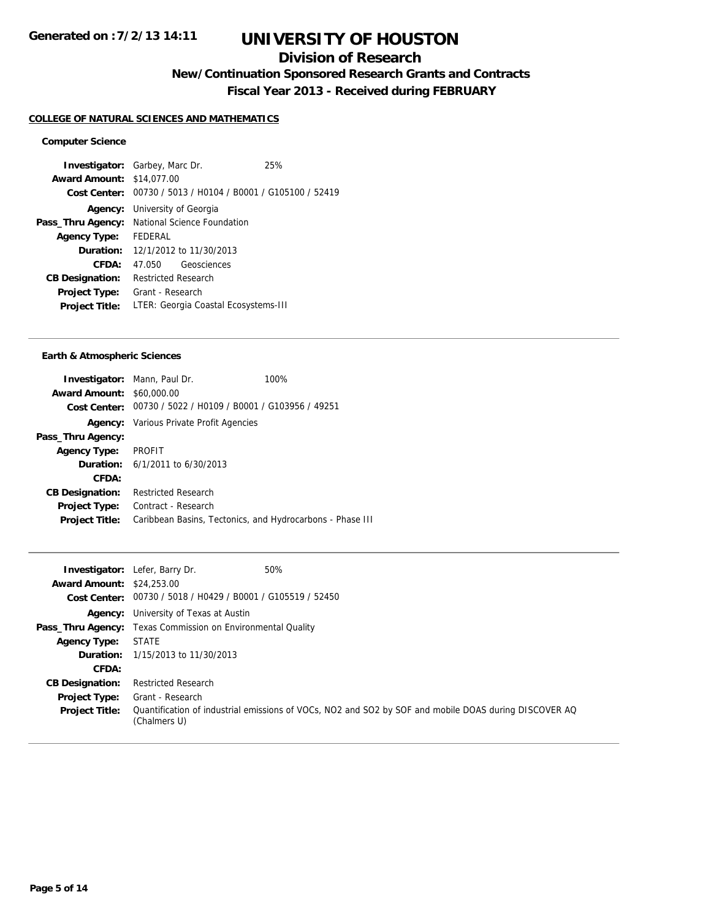**Generated on :7/2/13 14:11**

# UNIVERSITY OF HOUSTON

## Division of Research

### New/Continuation Sponsored Research Grants and Contracts

### Fiscal Year 2013 - Received during FEBRUARY

**COLLEGE OF NATURAL SCIENCES AND MATHEMATICS**

#### Computer Science

**Investigator:** Garbey, Marc Dr. 25%
**Award Amount:** $14,077.00
**Cost Center:** 00730 / 5013 / H0104 / B0001 / G105100 / 52419
**Agency:** University of Georgia
**Pass_Thru Agency:** National Science Foundation
**Agency Type:** FEDERAL
**Duration:** 12/1/2012 to 11/30/2013
**CFDA:** 47.050 Geosciences
**CB Designation:** Restricted Research
**Project Type:** Grant - Research
**Project Title:** LTER: Georgia Coastal Ecosystems-III

---

#### Earth & Atmospheric Sciences

**Investigator:** Mann, Paul Dr. 100%
**Award Amount:** $60,000.00
**Cost Center:** 00730 / 5022 / H0109 / B0001 / G103956 / 49251
**Agency:** Various Private Profit Agencies
**Pass_Thru Agency:**
**Agency Type:** PROFIT
**Duration:** 6/1/2011 to 6/30/2013
**CFDA:**
**CB Designation:** Restricted Research
**Project Type:** Contract - Research
**Project Title:** Caribbean Basins, Tectonics, and Hydrocarbons - Phase III

---

**Investigator:** Lefer, Barry Dr. 50%
**Award Amount:** $24,253.00
**Cost Center:** 00730 / 5018 / H0429 / B0001 / G105519 / 52450
**Agency:** University of Texas at Austin
**Pass_Thru Agency:** Texas Commission on Environmental Quality
**Agency Type:** STATE
**Duration:** 1/15/2013 to 11/30/2013
**CFDA:**
**CB Designation:** Restricted Research
**Project Type:** Grant - Research
**Project Title:** Quantification of industrial emissions of VOCs, $NO_2$ and $SO_2$ by SOF and mobile DOAS during DISCOVER AQ (Chalmers U)

---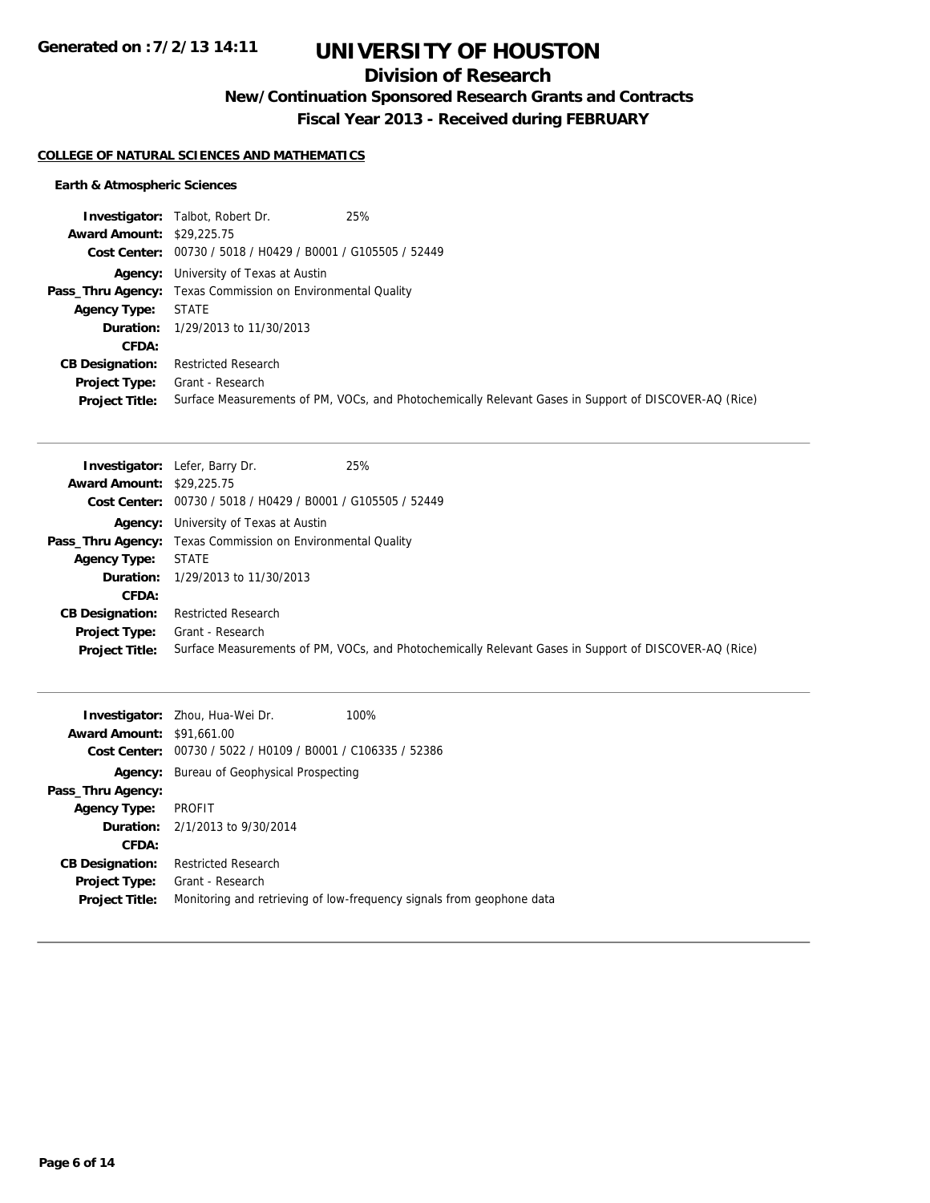# UNIVERSITY OF HOUSTON

## Division of Research

### New/Continuation Sponsored Research Grants and Contracts

### Fiscal Year 2013 - Received during FEBRUARY

**COLLEGE OF NATURAL SCIENCES AND MATHEMATICS**

**Earth & Atmospheric Sciences**

**Investigator:** Talbot, Robert Dr. 25%
**Award Amount:** $29,225.75
**Cost Center:** 00730 / 5018 / H0429 / B0001 / G105505 / 52449
**Agency:** University of Texas at Austin
**Pass_Thru Agency:** Texas Commission on Environmental Quality
**Agency Type:** STATE
**Duration:** 1/29/2013 to 11/30/2013
**CFDA:**
**CB Designation:** Restricted Research
**Project Type:** Grant - Research
**Project Title:** Surface Measurements of PM, VOCs, and Photochemically Relevant Gases in Support of DISCOVER-AQ (Rice)

---

**Investigator:** Lefer, Barry Dr. 25%
**Award Amount:** $29,225.75
**Cost Center:** 00730 / 5018 / H0429 / B0001 / G105505 / 52449
**Agency:** University of Texas at Austin
**Pass_Thru Agency:** Texas Commission on Environmental Quality
**Agency Type:** STATE
**Duration:** 1/29/2013 to 11/30/2013
**CFDA:**
**CB Designation:** Restricted Research
**Project Type:** Grant - Research
**Project Title:** Surface Measurements of PM, VOCs, and Photochemically Relevant Gases in Support of DISCOVER-AQ (Rice)

---

**Investigator:** Zhou, Hua-Wei Dr. 100%
**Award Amount:** $91,661.00
**Cost Center:** 00730 / 5022 / H0109 / B0001 / C106335 / 52386
**Agency:** Bureau of Geophysical Prospecting
**Pass_Thru Agency:**
**Agency Type:** PROFIT
**Duration:** 2/1/2013 to 9/30/2014
**CFDA:**
**CB Designation:** Restricted Research
**Project Type:** Grant - Research
**Project Title:** Monitoring and retrieving of low-frequency signals from geophone data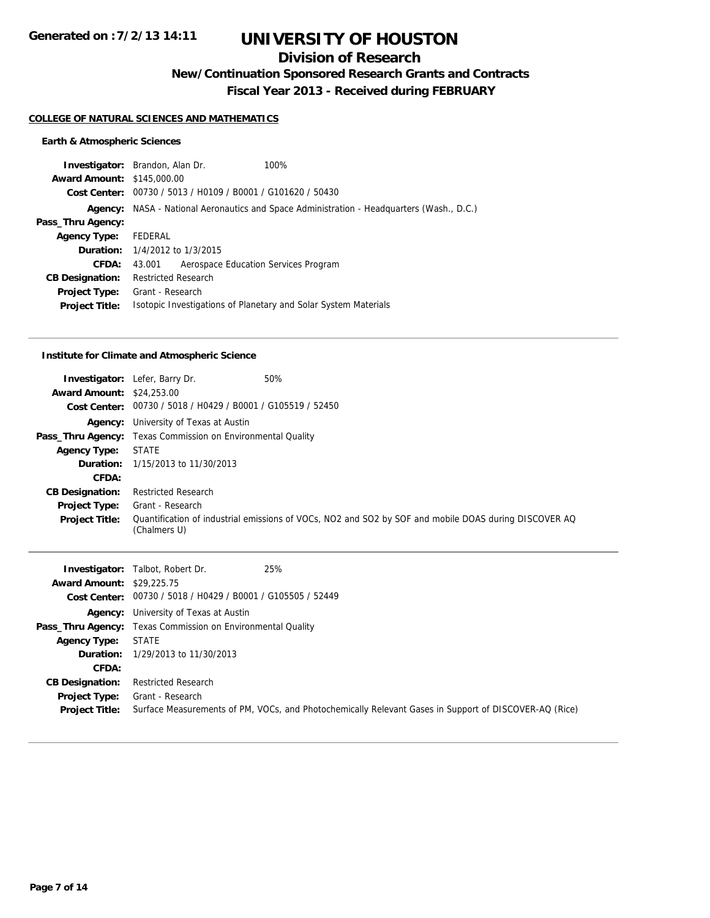**Generated on :7/2/13 14:11**

# UNIVERSITY OF HOUSTON

## Division of Research

### New/Continuation Sponsored Research Grants and Contracts

### Fiscal Year 2013 - Received during FEBRUARY

**COLLEGE OF NATURAL SCIENCES AND MATHEMATICS**

#### Earth & Atmospheric Sciences

**Investigator:** Brandon, Alan Dr. 100%
**Award Amount:** $145,000.00
**Cost Center:** 00730 / 5013 / H0109 / B0001 / G101620 / 50430
**Agency:** NASA - National Aeronautics and Space Administration - Headquarters (Wash., D.C.)
**Pass_Thru Agency:**
**Agency Type:** FEDERAL
**Duration:** 1/4/2012 to 1/3/2015
**CFDA:** 43.001 Aerospace Education Services Program
**CB Designation:** Restricted Research
**Project Type:** Grant - Research
**Project Title:** Isotopic Investigations of Planetary and Solar System Materials

---

#### Institute for Climate and Atmospheric Science

**Investigator:** Lefer, Barry Dr. 50%
**Award Amount:** $24,253.00
**Cost Center:** 00730 / 5018 / H0429 / B0001 / G105519 / 52450
**Agency:** University of Texas at Austin
**Pass_Thru Agency:** Texas Commission on Environmental Quality
**Agency Type:** STATE
**Duration:** 1/15/2013 to 11/30/2013
**CFDA:**
**CB Designation:** Restricted Research
**Project Type:** Grant - Research
**Project Title:** Quantification of industrial emissions of VOCs, NO2 and SO2 by SOF and mobile DOAS during DISCOVER AQ (Chalmers U)

---

**Investigator:** Talbot, Robert Dr. 25%
**Award Amount:** $29,225.75
**Cost Center:** 00730 / 5018 / H0429 / B0001 / G105505 / 52449
**Agency:** University of Texas at Austin
**Pass_Thru Agency:** Texas Commission on Environmental Quality
**Agency Type:** STATE
**Duration:** 1/29/2013 to 11/30/2013
**CFDA:**
**CB Designation:** Restricted Research
**Project Type:** Grant - Research
**Project Title:** Surface Measurements of PM, VOCs, and Photochemically Relevant Gases in Support of DISCOVER-AQ (Rice)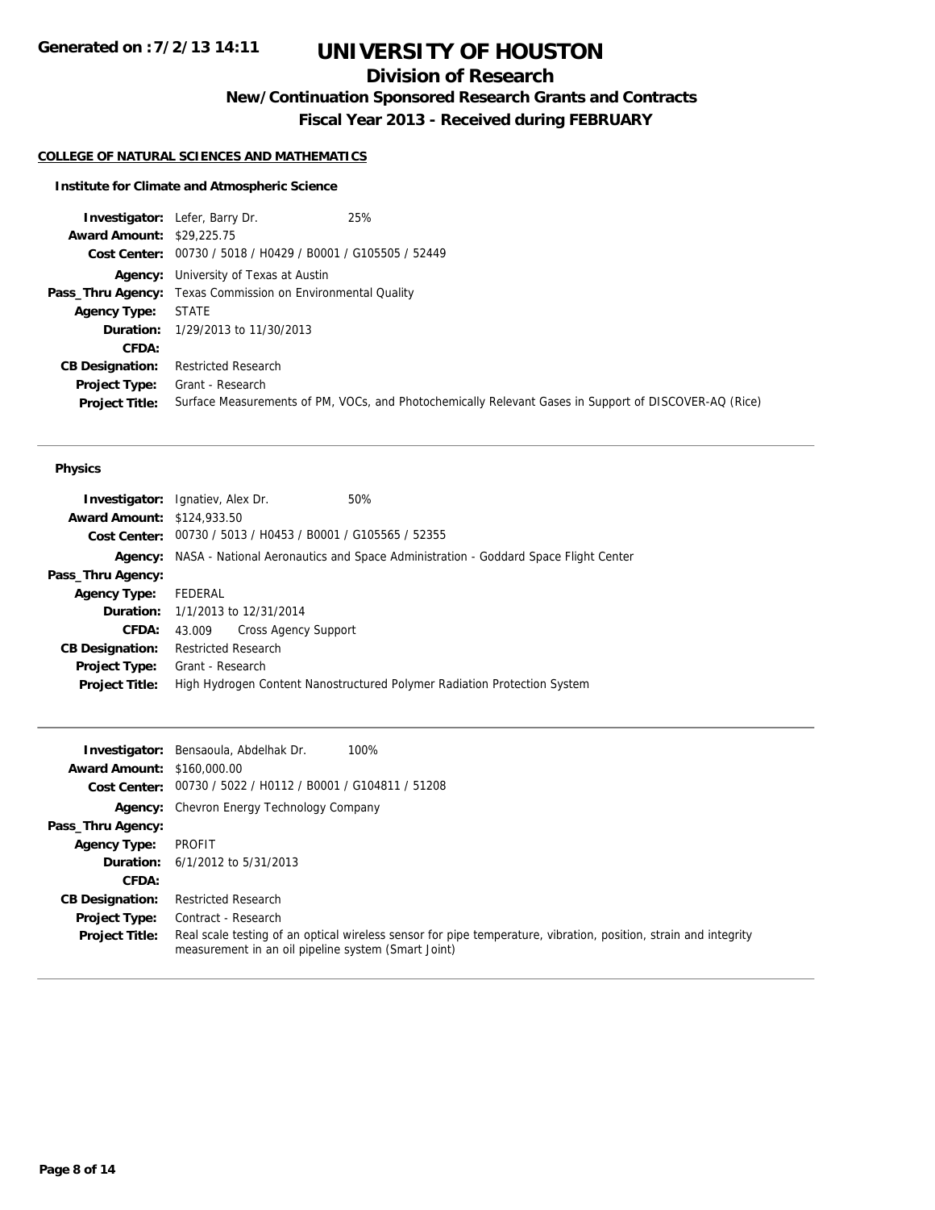# UNIVERSITY OF HOUSTON

## Division of Research

### New/Continuation Sponsored Research Grants and Contracts

### Fiscal Year 2013 - Received during FEBRUARY

Generated on :7/2/13 14:11

**COLLEGE OF NATURAL SCIENCES AND MATHEMATICS**

**Institute for Climate and Atmospheric Science**

**Investigator:** Lefer, Barry Dr. 25%
**Award Amount:** $29,225.75
**Cost Center:** 00730 / 5018 / H0429 / B0001 / G105505 / 52449
**Agency:** University of Texas at Austin
**Pass_Thru Agency:** Texas Commission on Environmental Quality
**Agency Type:** STATE
**Duration:** 1/29/2013 to 11/30/2013
**CFDA:**
**CB Designation:** Restricted Research
**Project Type:** Grant - Research
**Project Title:** Surface Measurements of PM, VOCs, and Photochemically Relevant Gases in Support of DISCOVER-AQ (Rice)

---

**Physics**

**Investigator:** Ignatiev, Alex Dr. 50%
**Award Amount:** $124,933.50
**Cost Center:** 00730 / 5013 / H0453 / B0001 / G105565 / 52355
**Agency:** NASA - National Aeronautics and Space Administration - Goddard Space Flight Center
**Pass_Thru Agency:**
**Agency Type:** FEDERAL
**Duration:** 1/1/2013 to 12/31/2014
**CFDA:** 43.009 Cross Agency Support
**CB Designation:** Restricted Research
**Project Type:** Grant - Research
**Project Title:** High Hydrogen Content Nanostructured Polymer Radiation Protection System

---

**Investigator:** Bensaoula, Abdelhak Dr. 100%
**Award Amount:** $160,000.00
**Cost Center:** 00730 / 5022 / H0112 / B0001 / G104811 / 51208
**Agency:** Chevron Energy Technology Company
**Pass_Thru Agency:**
**Agency Type:** PROFIT
**Duration:** 6/1/2012 to 5/31/2013
**CFDA:**
**CB Designation:** Restricted Research
**Project Type:** Contract - Research
**Project Title:** Real scale testing of an optical wireless sensor for pipe temperature, vibration, position, strain and integrity measurement in an oil pipeline system (Smart Joint)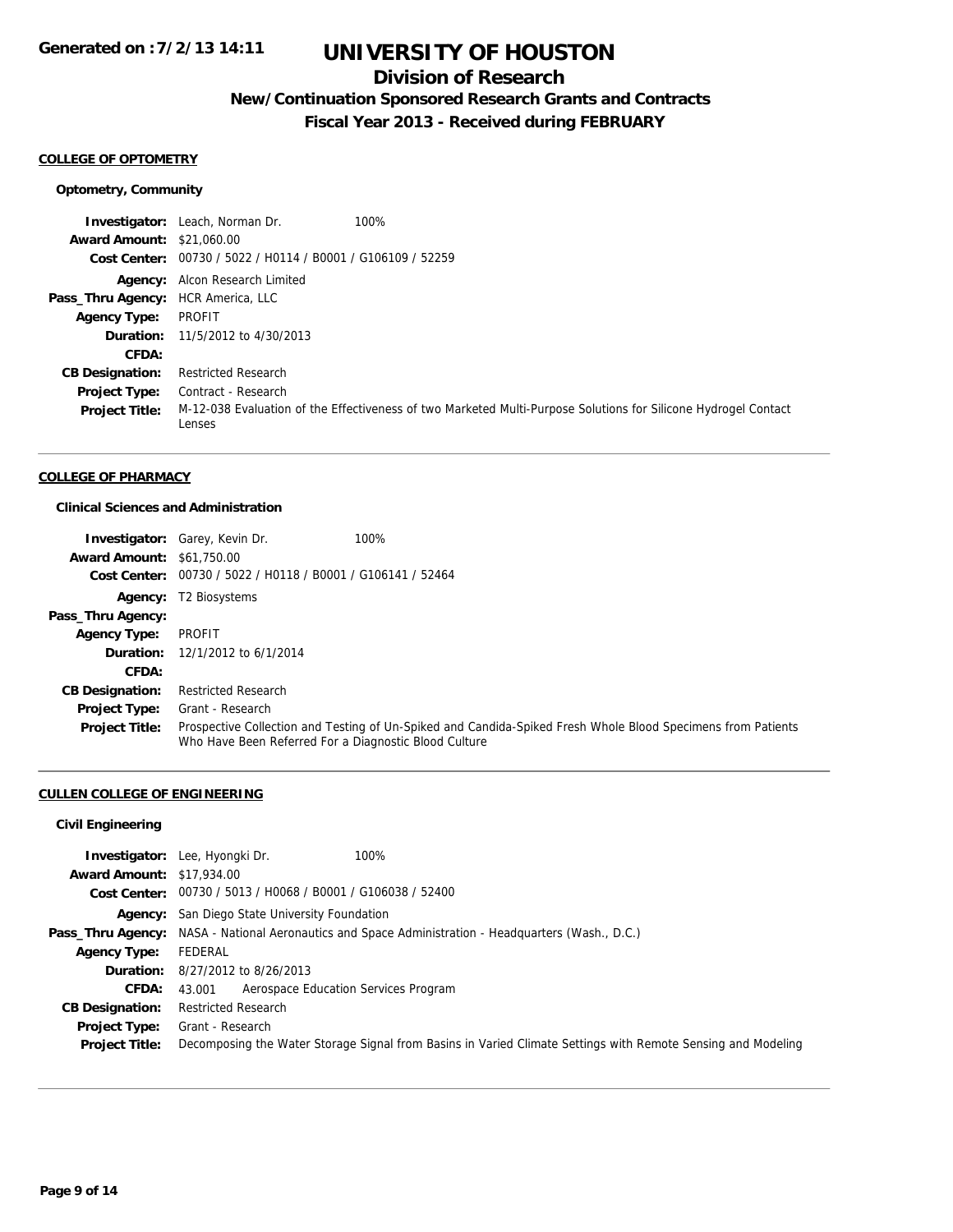# UNIVERSITY OF HOUSTON

## Division of Research

### New/Continuation Sponsored Research Grants and Contracts

### Fiscal Year 2013 - Received during FEBRUARY

Generated on :7/2/13 14:11

**COLLEGE OF OPTOMETRY**

**Optometry, Community**

**Investigator:** Leach, Norman Dr. 100%
**Award Amount:** $21,060.00
**Cost Center:** 00730 / 5022 / H0114 / B0001 / G106109 / 52259
**Agency:** Alcon Research Limited
**Pass_Thru Agency:** HCR America, LLC
**Agency Type:** PROFIT
**Duration:** 11/5/2012 to 4/30/2013
**CFDA:**
**CB Designation:** Restricted Research
**Project Type:** Contract - Research
**Project Title:** M-12-038 Evaluation of the Effectiveness of two Marketed Multi-Purpose Solutions for Silicone Hydrogel Contact Lenses

---

**COLLEGE OF PHARMACY**

**Clinical Sciences and Administration**

**Investigator:** Garey, Kevin Dr. 100%
**Award Amount:** $61,750.00
**Cost Center:** 00730 / 5022 / H0118 / B0001 / G106141 / 52464
**Agency:** T2 Biosystems
**Pass_Thru Agency:**
**Agency Type:** PROFIT
**Duration:** 12/1/2012 to 6/1/2014
**CFDA:**
**CB Designation:** Restricted Research
**Project Type:** Grant - Research
**Project Title:** Prospective Collection and Testing of Un-Spiked and Candida-Spiked Fresh Whole Blood Specimens from Patients Who Have Been Referred For a Diagnostic Blood Culture

---

**CULLEN COLLEGE OF ENGINEERING**

**Civil Engineering**

**Investigator:** Lee, Hyongki Dr. 100%
**Award Amount:** $17,934.00
**Cost Center:** 00730 / 5013 / H0068 / B0001 / G106038 / 52400
**Agency:** San Diego State University Foundation
**Pass_Thru Agency:** NASA - National Aeronautics and Space Administration - Headquarters (Wash., D.C.)
**Agency Type:** FEDERAL
**Duration:** 8/27/2012 to 8/26/2013
**CFDA:** 43.001 Aerospace Education Services Program
**CB Designation:** Restricted Research
**Project Type:** Grant - Research
**Project Title:** Decomposing the Water Storage Signal from Basins in Varied Climate Settings with Remote Sensing and Modeling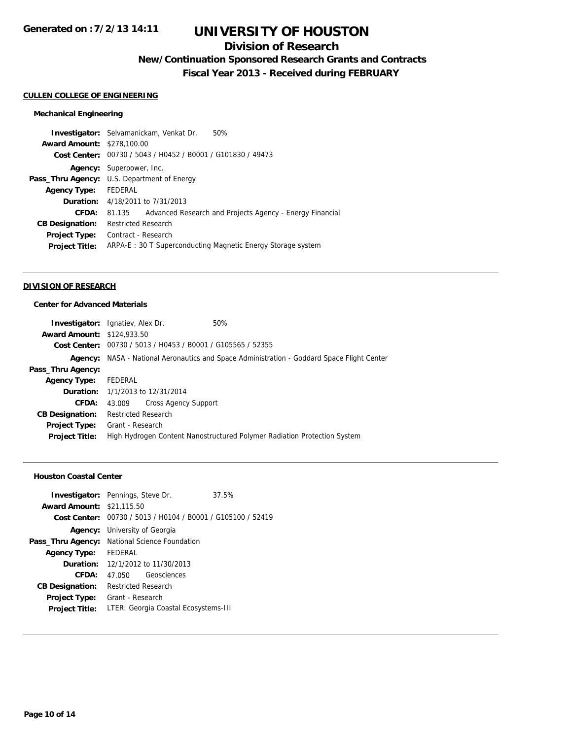# UNIVERSITY OF HOUSTON

## Division of Research

### New/Continuation Sponsored Research Grants and Contracts

### Fiscal Year 2013 - Received during FEBRUARY

**Generated on :7/2/13 14:11**

#### CULLEN COLLEGE OF ENGINEERING

##### Mechanical Engineering

**Investigator:** Selvamanickam, Venkat Dr. 50%
**Award Amount:** $278,100.00
**Cost Center:** 00730 / 5043 / H0452 / B0001 / G101830 / 49473
**Agency:** Superpower, Inc.
**Pass_Thru Agency:** U.S. Department of Energy
**Agency Type:** FEDERAL
**Duration:** 4/18/2011 to 7/31/2013
**CFDA:** 81.135 Advanced Research and Projects Agency - Energy Financial
**CB Designation:** Restricted Research
**Project Type:** Contract - Research
**Project Title:** ARPA-E : 30 T Superconducting Magnetic Energy Storage system

---

#### DIVISION OF RESEARCH

##### Center for Advanced Materials

**Investigator:** Ignatiev, Alex Dr. 50%
**Award Amount:** $124,933.50
**Cost Center:** 00730 / 5013 / H0453 / B0001 / G105565 / 52355
**Agency:** NASA - National Aeronautics and Space Administration - Goddard Space Flight Center
**Pass_Thru Agency:**
**Agency Type:** FEDERAL
**Duration:** 1/1/2013 to 12/31/2014
**CFDA:** 43.009 Cross Agency Support
**CB Designation:** Restricted Research
**Project Type:** Grant - Research
**Project Title:** High Hydrogen Content Nanostructured Polymer Radiation Protection System

---

##### Houston Coastal Center

**Investigator:** Pennings, Steve Dr. 37.5%
**Award Amount:** $21,115.50
**Cost Center:** 00730 / 5013 / H0104 / B0001 / G105100 / 52419
**Agency:** University of Georgia
**Pass_Thru Agency:** National Science Foundation
**Agency Type:** FEDERAL
**Duration:** 12/1/2012 to 11/30/2013
**CFDA:** 47.050 Geosciences
**CB Designation:** Restricted Research
**Project Type:** Grant - Research
**Project Title:** LTER: Georgia Coastal Ecosystems-III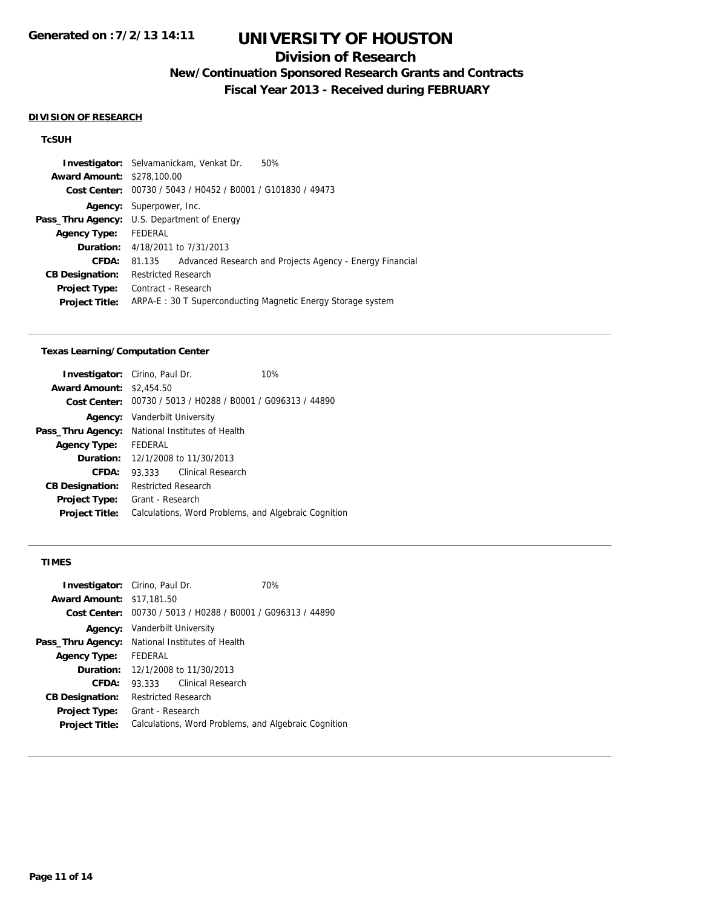# UNIVERSITY OF HOUSTON

## Division of Research

### New/Continuation Sponsored Research Grants and Contracts

### Fiscal Year 2013 - Received during FEBRUARY

Generated on :7/2/13 14:11

**DIVISION OF RESEARCH**

**TcSUH**

**Investigator:** Selvamanickam, Venkat Dr. 50%
**Award Amount:** $278,100.00
**Cost Center:** 00730 / 5043 / H0452 / B0001 / G101830 / 49473
**Agency:** Superpower, Inc.
**Pass_Thru Agency:** U.S. Department of Energy
**Agency Type:** FEDERAL
**Duration:** 4/18/2011 to 7/31/2013
**CFDA:** 81.135 Advanced Research and Projects Agency - Energy Financial
**CB Designation:** Restricted Research
**Project Type:** Contract - Research
**Project Title:** ARPA-E : 30 T Superconducting Magnetic Energy Storage system

---

**Texas Learning/Computation Center**

**Investigator:** Cirino, Paul Dr. 10%
**Award Amount:** $2,454.50
**Cost Center:** 00730 / 5013 / H0288 / B0001 / G096313 / 44890
**Agency:** Vanderbilt University
**Pass_Thru Agency:** National Institutes of Health
**Agency Type:** FEDERAL
**Duration:** 12/1/2008 to 11/30/2013
**CFDA:** 93.333 Clinical Research
**CB Designation:** Restricted Research
**Project Type:** Grant - Research
**Project Title:** Calculations, Word Problems, and Algebraic Cognition

---

**TIMES**

**Investigator:** Cirino, Paul Dr. 70%
**Award Amount:** $17,181.50
**Cost Center:** 00730 / 5013 / H0288 / B0001 / G096313 / 44890
**Agency:** Vanderbilt University
**Pass_Thru Agency:** National Institutes of Health
**Agency Type:** FEDERAL
**Duration:** 12/1/2008 to 11/30/2013
**CFDA:** 93.333 Clinical Research
**CB Designation:** Restricted Research
**Project Type:** Grant - Research
**Project Title:** Calculations, Word Problems, and Algebraic Cognition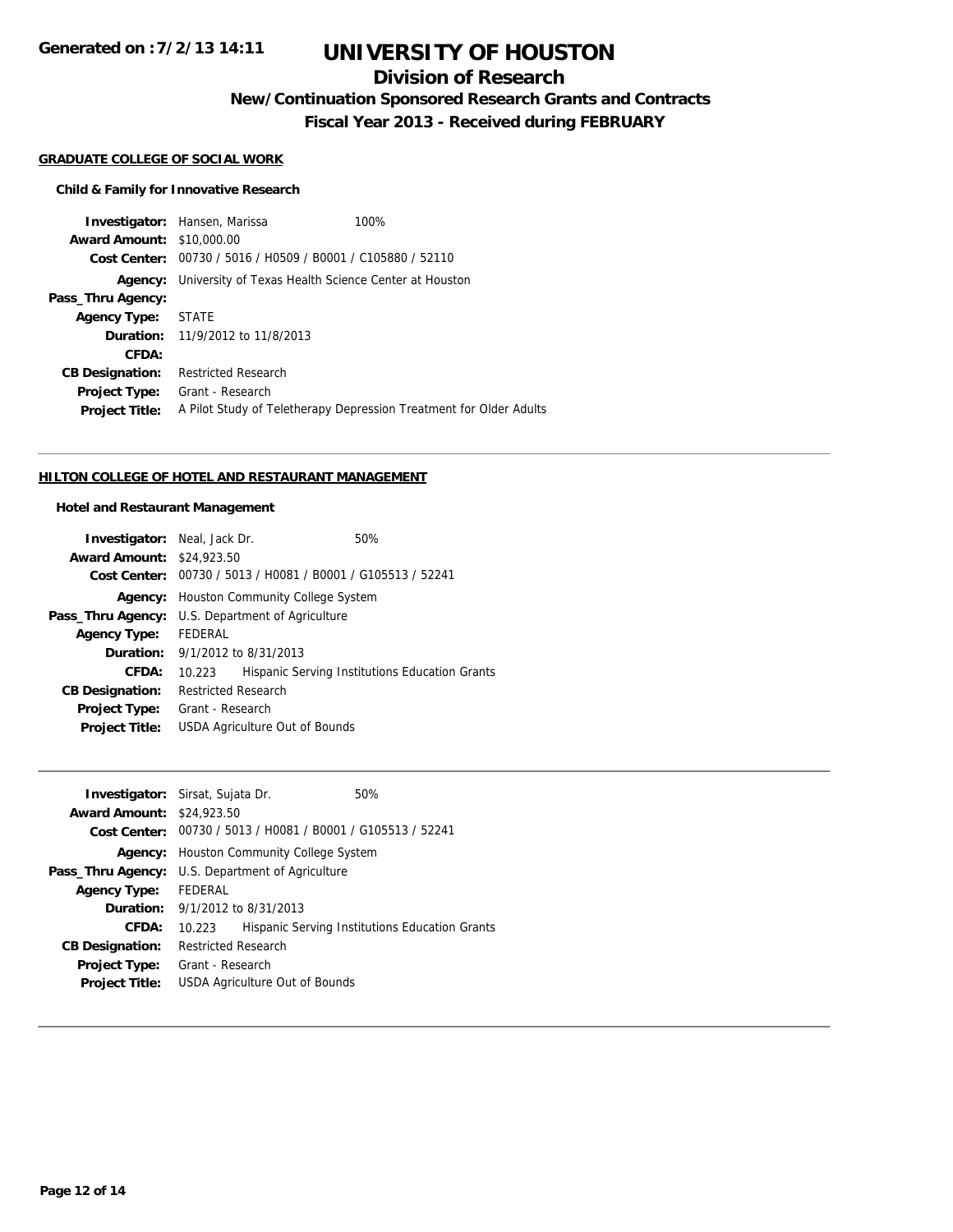# UNIVERSITY OF HOUSTON

## Division of Research

### New/Continuation Sponsored Research Grants and Contracts

### Fiscal Year 2013 - Received during FEBRUARY

Generated on :7/2/13 14:11

**GRADUATE COLLEGE OF SOCIAL WORK**

**Child & Family for Innovative Research**

**Investigator:** Hansen, Marissa 100%
**Award Amount:** $10,000.00
**Cost Center:** 00730 / 5016 / H0509 / B0001 / C105880 / 52110
**Agency:** University of Texas Health Science Center at Houston
**Pass_Thru Agency:**
**Agency Type:** STATE
**Duration:** 11/9/2012 to 11/8/2013
**CFDA:**
**CB Designation:** Restricted Research
**Project Type:** Grant - Research
**Project Title:** A Pilot Study of Teletherapy Depression Treatment for Older Adults

---

**HILTON COLLEGE OF HOTEL AND RESTAURANT MANAGEMENT**

**Hotel and Restaurant Management**

**Investigator:** Neal, Jack Dr. 50%
**Award Amount:** $24,923.50
**Cost Center:** 00730 / 5013 / H0081 / B0001 / G105513 / 52241
**Agency:** Houston Community College System
**Pass_Thru Agency:** U.S. Department of Agriculture
**Agency Type:** FEDERAL
**Duration:** 9/1/2012 to 8/31/2013
**CFDA:** 10.223 Hispanic Serving Institutions Education Grants
**CB Designation:** Restricted Research
**Project Type:** Grant - Research
**Project Title:** USDA Agriculture Out of Bounds

---

**Investigator:** Sirsat, Sujata Dr. 50%
**Award Amount:** $24,923.50
**Cost Center:** 00730 / 5013 / H0081 / B0001 / G105513 / 52241
**Agency:** Houston Community College System
**Pass_Thru Agency:** U.S. Department of Agriculture
**Agency Type:** FEDERAL
**Duration:** 9/1/2012 to 8/31/2013
**CFDA:** 10.223 Hispanic Serving Institutions Education Grants
**CB Designation:** Restricted Research
**Project Type:** Grant - Research
**Project Title:** USDA Agriculture Out of Bounds

---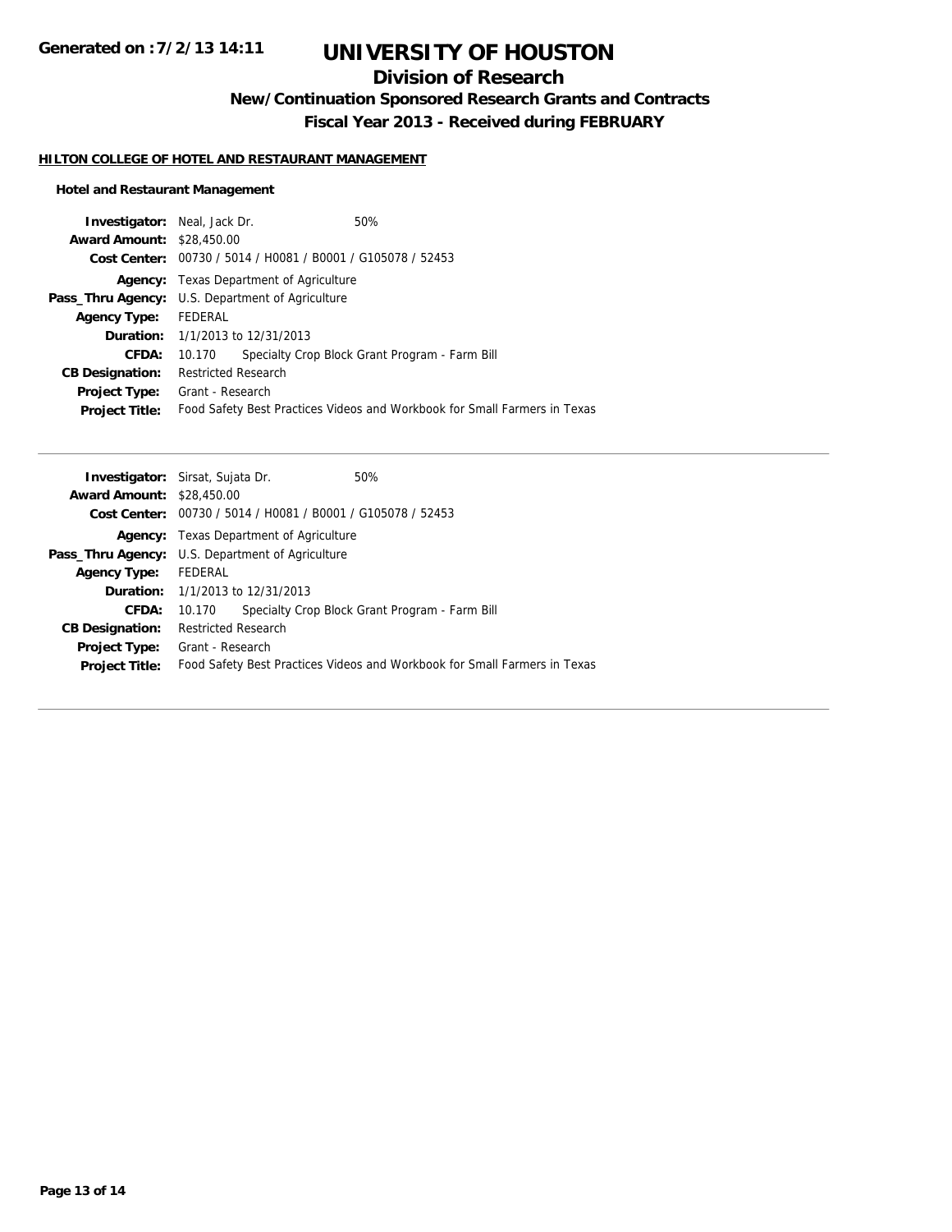**Generated on :7/2/13 14:11**

# UNIVERSITY OF HOUSTON

## Division of Research

### New/Continuation Sponsored Research Grants and Contracts

### Fiscal Year 2013 - Received during FEBRUARY

**HILTON COLLEGE OF HOTEL AND RESTAURANT MANAGEMENT**

**Hotel and Restaurant Management**

**Investigator:** Neal, Jack Dr. 50%
**Award Amount:** $28,450.00
**Cost Center:** 00730 / 5014 / H0081 / B0001 / G105078 / 52453
**Agency:** Texas Department of Agriculture
**Pass_Thru Agency:** U.S. Department of Agriculture
**Agency Type:** FEDERAL
**Duration:** 1/1/2013 to 12/31/2013
**CFDA:** 10.170 Specialty Crop Block Grant Program - Farm Bill
**CB Designation:** Restricted Research
**Project Type:** Grant - Research
**Project Title:** Food Safety Best Practices Videos and Workbook for Small Farmers in Texas

---

**Investigator:** Sirsat, Sujata Dr. 50%
**Award Amount:** $28,450.00
**Cost Center:** 00730 / 5014 / H0081 / B0001 / G105078 / 52453
**Agency:** Texas Department of Agriculture
**Pass_Thru Agency:** U.S. Department of Agriculture
**Agency Type:** FEDERAL
**Duration:** 1/1/2013 to 12/31/2013
**CFDA:** 10.170 Specialty Crop Block Grant Program - Farm Bill
**CB Designation:** Restricted Research
**Project Type:** Grant - Research
**Project Title:** Food Safety Best Practices Videos and Workbook for Small Farmers in Texas

---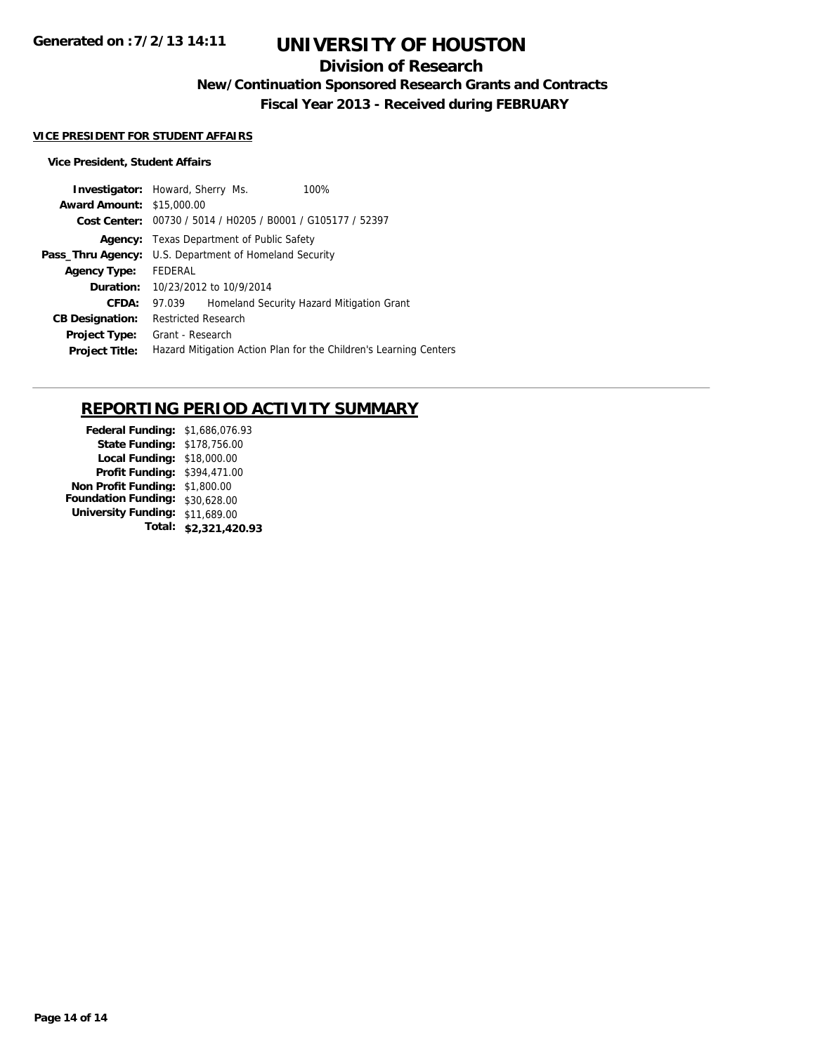# UNIVERSITY OF HOUSTON

## Division of Research

### New/Continuation Sponsored Research Grants and Contracts

### Fiscal Year 2013 - Received during FEBRUARY

**VICE PRESIDENT FOR STUDENT AFFAIRS**

**Vice President, Student Affairs**

| | |
|---|---|
| **Investigator:** | Howard, Sherry Ms. 100% |
| **Award Amount:** | $15,000.00 |
| **Cost Center:** | 00730 / 5014 / H0205 / B0001 / G105177 / 52397 |
| **Agency:** | Texas Department of Public Safety |
| **Pass_Thru Agency:** | U.S. Department of Homeland Security |
| **Agency Type:** | FEDERAL |
| **Duration:** | 10/23/2012 to 10/9/2014 |
| **CFDA:** | 97.039 Homeland Security Hazard Mitigation Grant |
| **CB Designation:** | Restricted Research |
| **Project Type:** | Grant - Research |
| **Project Title:** | Hazard Mitigation Action Plan for the Children's Learning Centers |

## REPORTING PERIOD ACTIVITY SUMMARY

| | |
|---|---|
| **Federal Funding:** | $1,686,076.93 |
| **State Funding:** | $178,756.00 |
| **Local Funding:** | $18,000.00 |
| **Profit Funding:** | $394,471.00 |
| **Non Profit Funding:** | $1,800.00 |
| **Foundation Funding:** | $30,628.00 |
| **University Funding:** | $11,689.00 |
| **Total:** | **$2,321,420.93** |